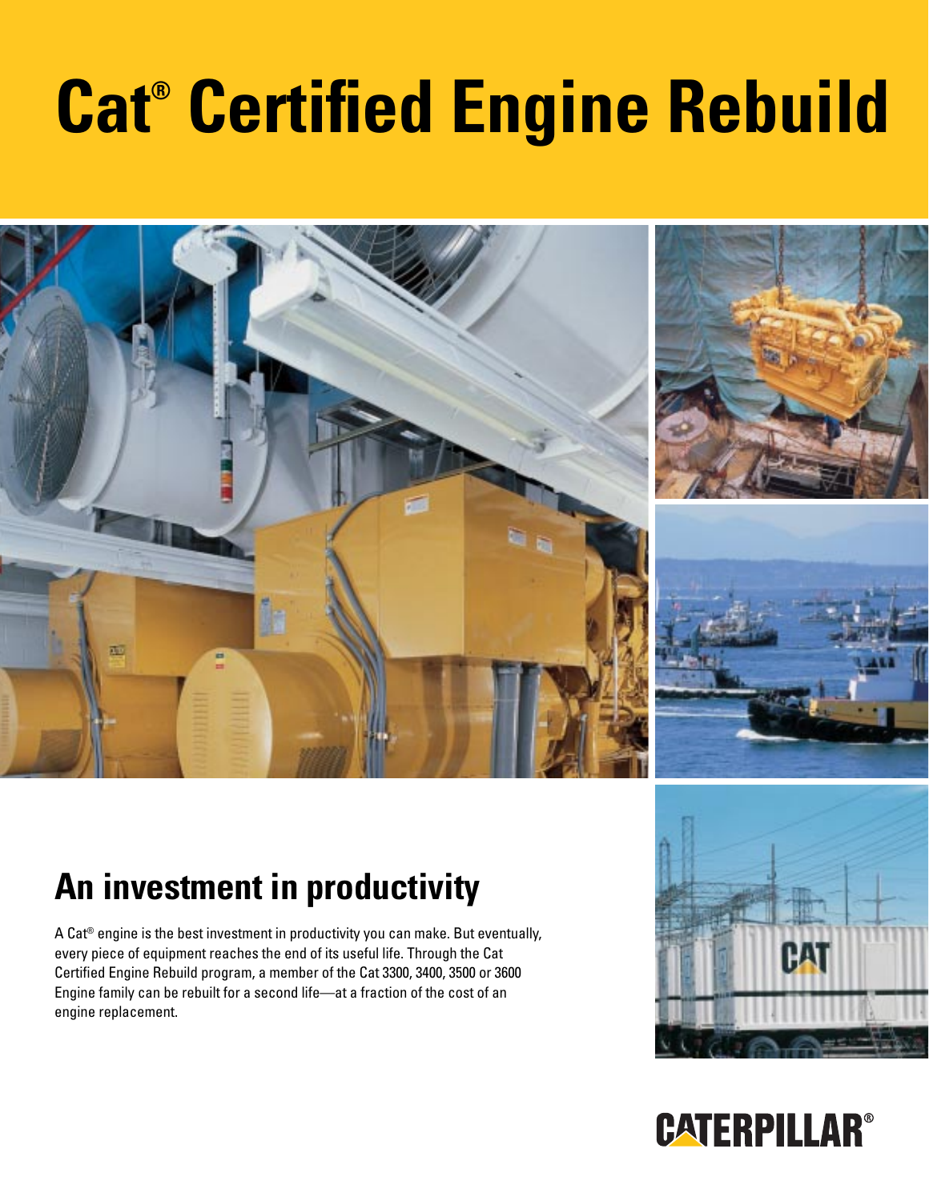# Cat® Certified Engine Rebuild

## An investment in productivity

A Cat® engine is the best investment in productivity you can make. But eventually, every piece of equipment reaches the end of its useful life. Through the Cat Certified Engine Rebuild program, a member of the Cat 3300, 3400, 3500 or 3600 Engine family can be rebuilt for a second life—at a fraction of the cost of an engine replacement.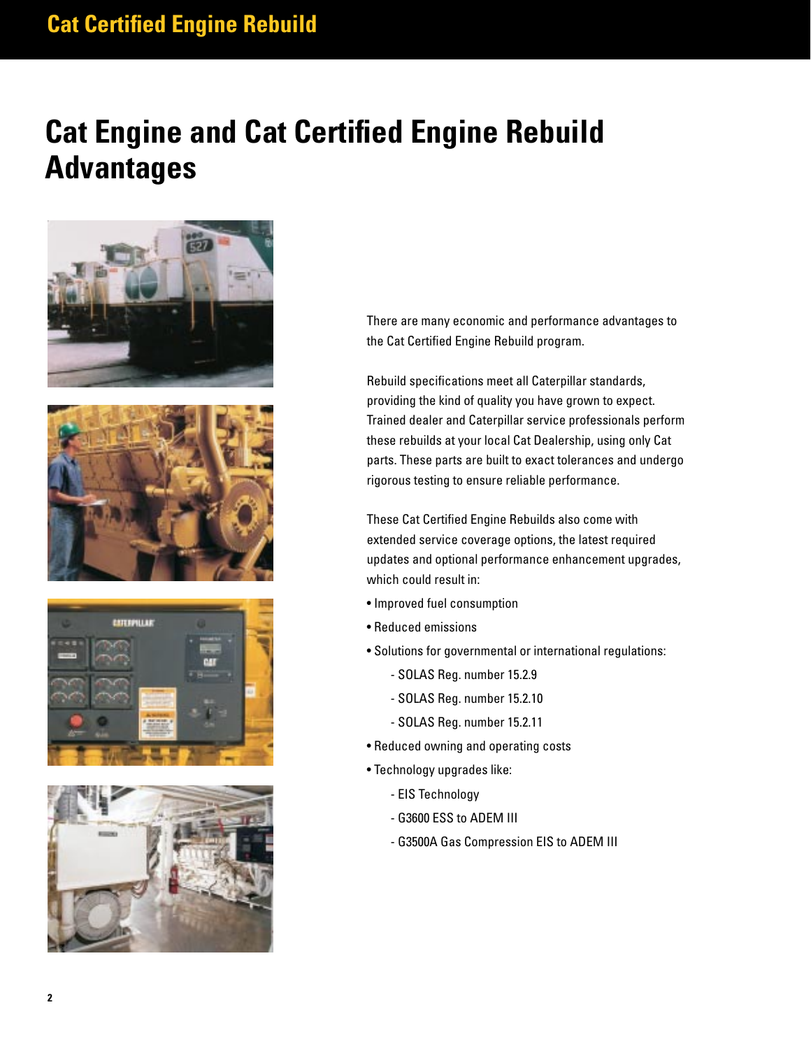# Cat Engine and Cat Certified Engine Rebuild Advantages

There are many economic and performance advantages to the Cat Certified Engine Rebuild program.

Rebuild specifications meet all Caterpillar standards, providing the kind of quality you have grown to expect. Trained dealer and Caterpillar service professionals perform these rebuilds at your local Cat Dealership, using only Cat parts. These parts are built to exact tolerances and undergo rigorous testing to ensure reliable performance.

These Cat Certified Engine Rebuilds also come with extended service coverage options, the latest required updates and optional performance enhancement upgrades, which could result in:

- Improved fuel consumption
- Reduced emissions
- Solutions for governmental or international regulations:
  - SOLAS Reg. number 15.2.9
  - SOLAS Reg. number 15.2.10
  - SOLAS Reg. number 15.2.11
- Reduced owning and operating costs
- Technology upgrades like:
  - EIS Technology
  - G3600 ESS to ADEM III
  - G3500A Gas Compression EIS to ADEM III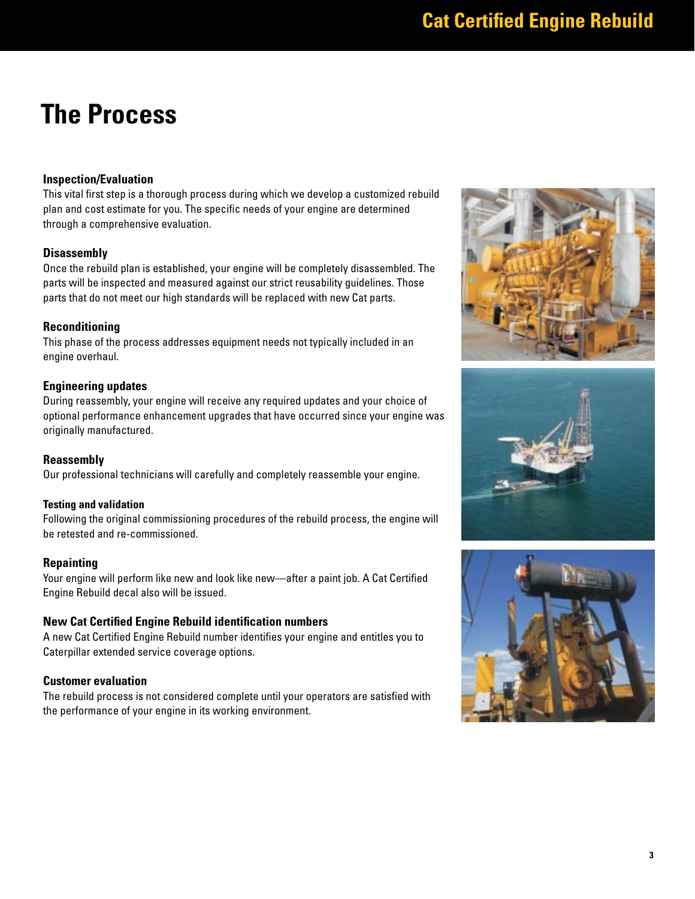# The Process

### Inspection/Evaluation

This vital first step is a thorough process during which we develop a customized rebuild plan and cost estimate for you. The specific needs of your engine are determined through a comprehensive evaluation.

### Disassembly

Once the rebuild plan is established, your engine will be completely disassembled. The parts will be inspected and measured against our strict reusability guidelines. Those parts that do not meet our high standards will be replaced with new Cat parts.

### Reconditioning

This phase of the process addresses equipment needs not typically included in an engine overhaul.

### Engineering updates

During reassembly, your engine will receive any required updates and your choice of optional performance enhancement upgrades that have occurred since your engine was originally manufactured.

### Reassembly

Our professional technicians will carefully and completely reassemble your engine.

### Testing and validation

Following the original commissioning procedures of the rebuild process, the engine will be retested and re-commissioned.

### Repainting

Your engine will perform like new and look like new—after a paint job. A Cat Certified Engine Rebuild decal also will be issued.

### New Cat Certified Engine Rebuild identification numbers

A new Cat Certified Engine Rebuild number identifies your engine and entitles you to Caterpillar extended service coverage options.

### Customer evaluation

The rebuild process is not considered complete until your operators are satisfied with the performance of your engine in its working environment.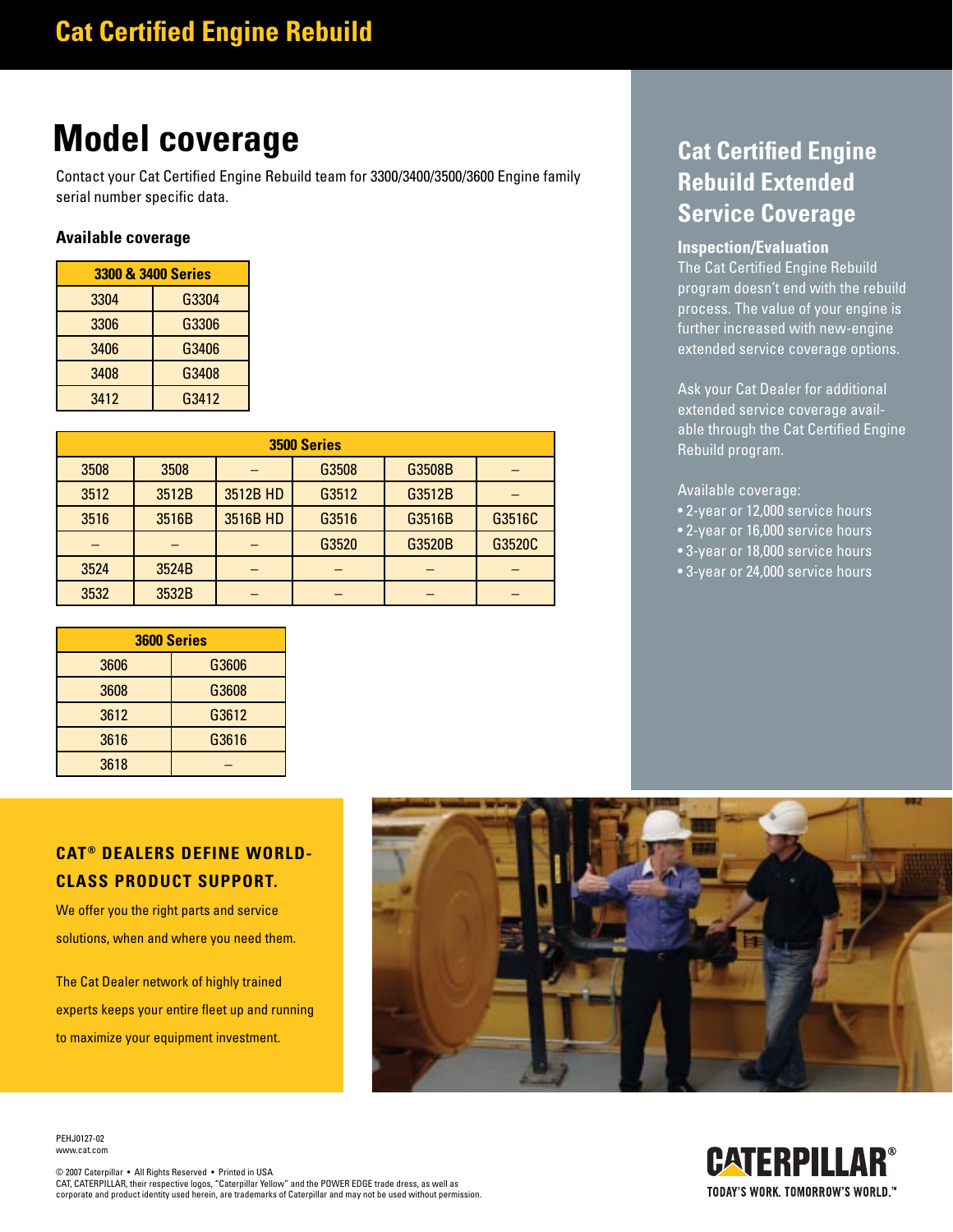# Cat Certified Engine Rebuild

## Model coverage

Contact your Cat Certified Engine Rebuild team for 3300/3400/3500/3600 Engine family serial number specific data.

### Available coverage

| 3300 & 3400 Series | |
|---|---|
| 3304 | G3304 |
| 3306 | G3306 |
| 3406 | G3406 |
| 3408 | G3408 |
| 3412 | G3412 |

| 3500 Series | | | | | |
|---|---|---|---|---|---|
| 3508 | 3508 | – | G3508 | G3508B | – |
| 3512 | 3512B | 3512B HD | G3512 | G3512B | – |
| 3516 | 3516B | 3516B HD | G3516 | G3516B | G3516C |
| – | – | – | G3520 | G3520B | G3520C |
| 3524 | 3524B | – | – | – | – |
| 3532 | 3532B | – | – | – | – |

| 3600 Series | |
|---|---|
| 3606 | G3606 |
| 3608 | G3608 |
| 3612 | G3612 |
| 3616 | G3616 |
| 3618 | – |

## Cat Certified Engine Rebuild Extended Service Coverage

### Inspection/Evaluation

The Cat Certified Engine Rebuild program doesn't end with the rebuild process. The value of your engine is further increased with new-engine extended service coverage options.

Ask your Cat Dealer for additional extended service coverage available through the Cat Certified Engine Rebuild program.

Available coverage:

- 2-year or 12,000 service hours
- 2-year or 16,000 service hours
- 3-year or 18,000 service hours
- 3-year or 24,000 service hours

**CAT® DEALERS DEFINE WORLD-CLASS PRODUCT SUPPORT.**

We offer you the right parts and service solutions, when and where you need them.

The Cat Dealer network of highly trained experts keeps your entire fleet up and running to maximize your equipment investment.

PEHJ0127-02
www.cat.com

© 2007 Caterpillar • All Rights Reserved • Printed in USA
CAT, CATERPILLAR, their respective logos, "Caterpillar Yellow" and the POWER EDGE trade dress, as well as corporate and product identity used herein, are trademarks of Caterpillar and may not be used without permission.

CATERPILLAR®
TODAY'S WORK. TOMORROW'S WORLD.™